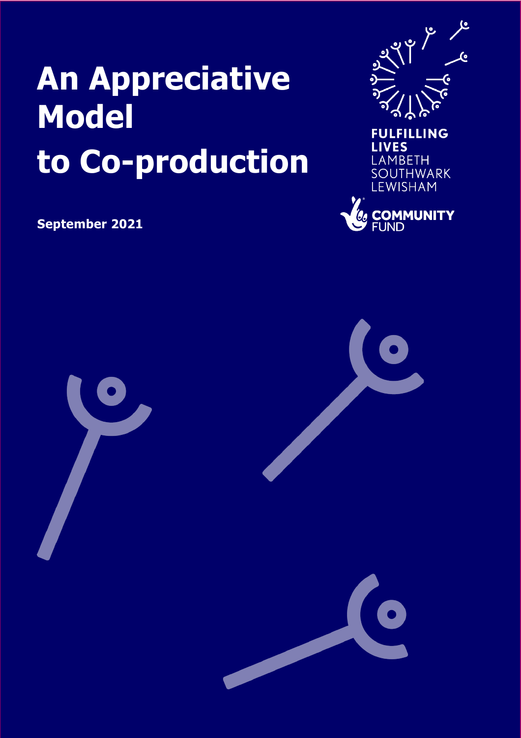# An Appreciative Model to Co-production

**September 2021**

FULFILLING LIVES
LAMBETH
SOUTHWARK
LEWISHAM

COMMUNITY FUND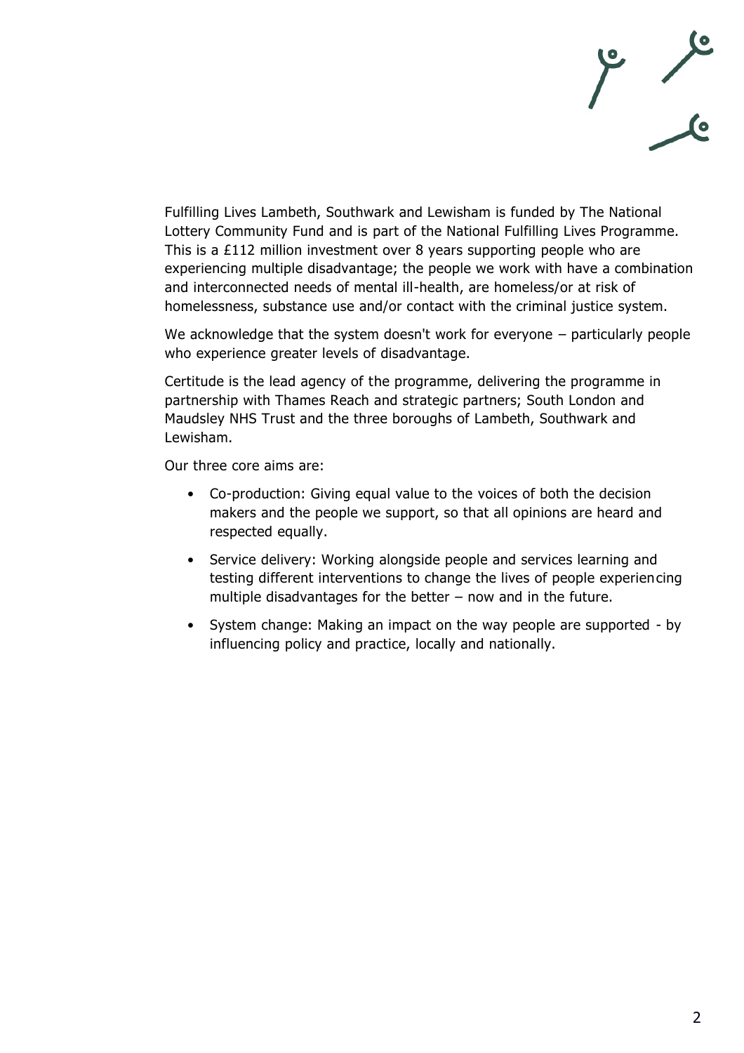Fulfilling Lives Lambeth, Southwark and Lewisham is funded by The National Lottery Community Fund and is part of the National Fulfilling Lives Programme. This is a £112 million investment over 8 years supporting people who are experiencing multiple disadvantage; the people we work with have a combination and interconnected needs of mental ill-health, are homeless/or at risk of homelessness, substance use and/or contact with the criminal justice system.

We acknowledge that the system doesn't work for everyone – particularly people who experience greater levels of disadvantage.

Certitude is the lead agency of the programme, delivering the programme in partnership with Thames Reach and strategic partners; South London and Maudsley NHS Trust and the three boroughs of Lambeth, Southwark and Lewisham.

Our three core aims are:

- Co-production: Giving equal value to the voices of both the decision makers and the people we support, so that all opinions are heard and respected equally.
- Service delivery: Working alongside people and services learning and testing different interventions to change the lives of people experiencing multiple disadvantages for the better – now and in the future.
- System change: Making an impact on the way people are supported - by influencing policy and practice, locally and nationally.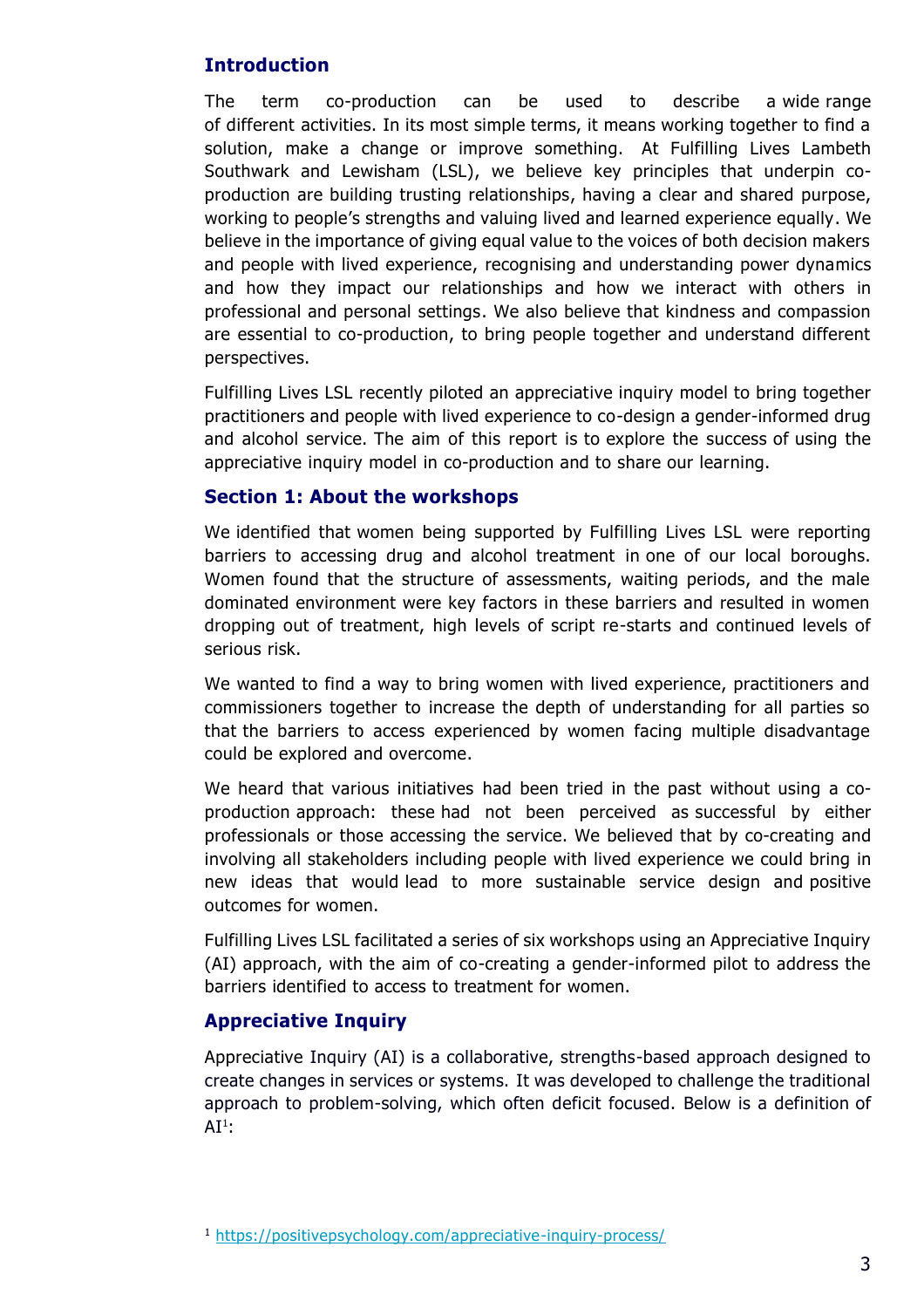## Introduction

The term co-production can be used to describe a wide range of different activities. In its most simple terms, it means working together to find a solution, make a change or improve something. At Fulfilling Lives Lambeth Southwark and Lewisham (LSL), we believe key principles that underpin co-production are building trusting relationships, having a clear and shared purpose, working to people's strengths and valuing lived and learned experience equally. We believe in the importance of giving equal value to the voices of both decision makers and people with lived experience, recognising and understanding power dynamics and how they impact our relationships and how we interact with others in professional and personal settings. We also believe that kindness and compassion are essential to co-production, to bring people together and understand different perspectives.

Fulfilling Lives LSL recently piloted an appreciative inquiry model to bring together practitioners and people with lived experience to co-design a gender-informed drug and alcohol service. The aim of this report is to explore the success of using the appreciative inquiry model in co-production and to share our learning.

## Section 1: About the workshops

We identified that women being supported by Fulfilling Lives LSL were reporting barriers to accessing drug and alcohol treatment in one of our local boroughs. Women found that the structure of assessments, waiting periods, and the male dominated environment were key factors in these barriers and resulted in women dropping out of treatment, high levels of script re-starts and continued levels of serious risk.

We wanted to find a way to bring women with lived experience, practitioners and commissioners together to increase the depth of understanding for all parties so that the barriers to access experienced by women facing multiple disadvantage could be explored and overcome.

We heard that various initiatives had been tried in the past without using a co-production approach: these had not been perceived as successful by either professionals or those accessing the service. We believed that by co-creating and involving all stakeholders including people with lived experience we could bring in new ideas that would lead to more sustainable service design and positive outcomes for women.

Fulfilling Lives LSL facilitated a series of six workshops using an Appreciative Inquiry (AI) approach, with the aim of co-creating a gender-informed pilot to address the barriers identified to access to treatment for women.

## Appreciative Inquiry

Appreciative Inquiry (AI) is a collaborative, strengths-based approach designed to create changes in services or systems. It was developed to challenge the traditional approach to problem-solving, which often deficit focused. Below is a definition of AI[1]:

[1] https://positivepsychology.com/appreciative-inquiry-process/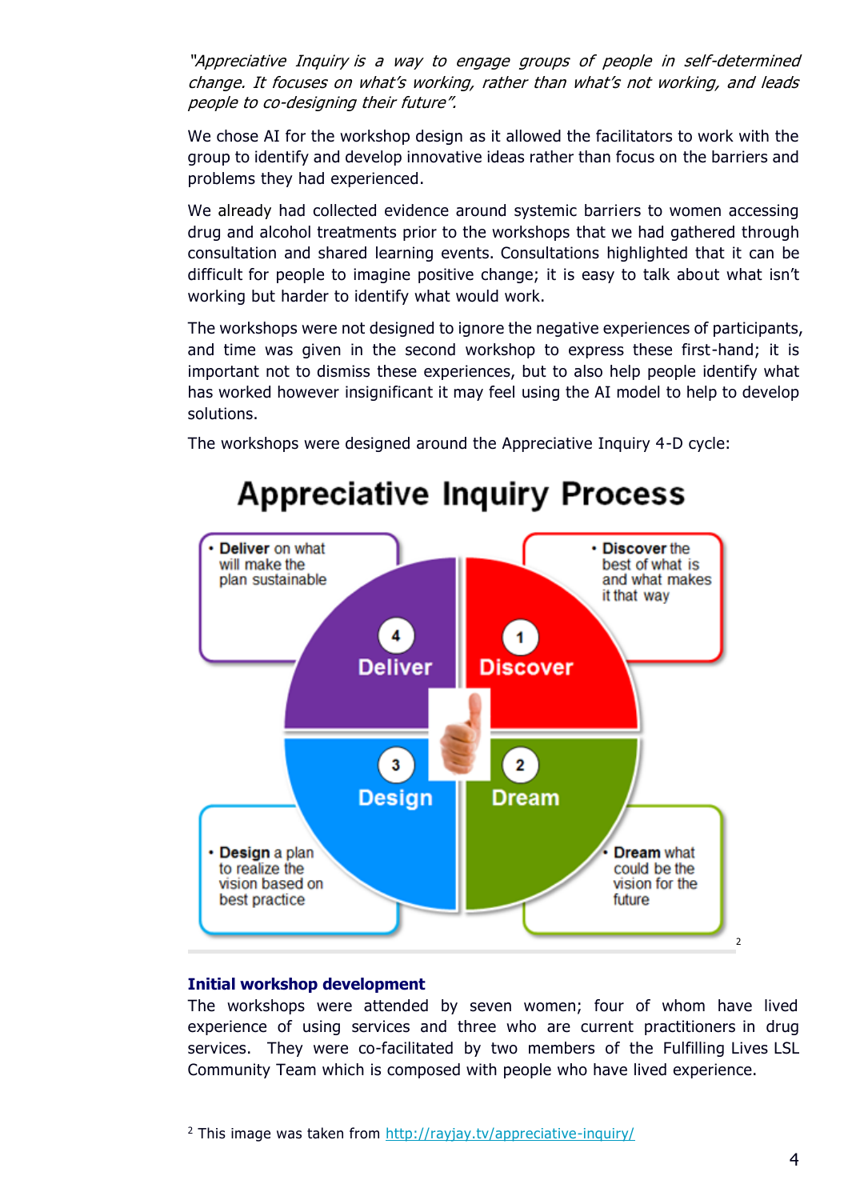*"Appreciative Inquiry is a way to engage groups of people in self-determined change. It focuses on what's working, rather than what's not working, and leads people to co-designing their future".*

We chose AI for the workshop design as it allowed the facilitators to work with the group to identify and develop innovative ideas rather than focus on the barriers and problems they had experienced.

We already had collected evidence around systemic barriers to women accessing drug and alcohol treatments prior to the workshops that we had gathered through consultation and shared learning events. Consultations highlighted that it can be difficult for people to imagine positive change; it is easy to talk about what isn't working but harder to identify what would work.

The workshops were not designed to ignore the negative experiences of participants, and time was given in the second workshop to express these first-hand; it is important not to dismiss these experiences, but to also help people identify what has worked however insignificant it may feel using the AI model to help to develop solutions.

The workshops were designed around the Appreciative Inquiry 4-D cycle:

**Appreciative Inquiry Process**

- **Discover** the best of what is and what makes it that way (1 Discover)
- **Dream** what could be the vision for the future (2 Dream)
- **Design** a plan to realize the vision based on best practice (3 Design)
- **Deliver** on what will make the plan sustainable (4 Deliver)

[2]

### Initial workshop development

The workshops were attended by seven women; four of whom have lived experience of using services and three who are current practitioners in drug services. They were co-facilitated by two members of the Fulfilling Lives LSL Community Team which is composed with people who have lived experience.

[2] This image was taken from http://rayjay.tv/appreciative-inquiry/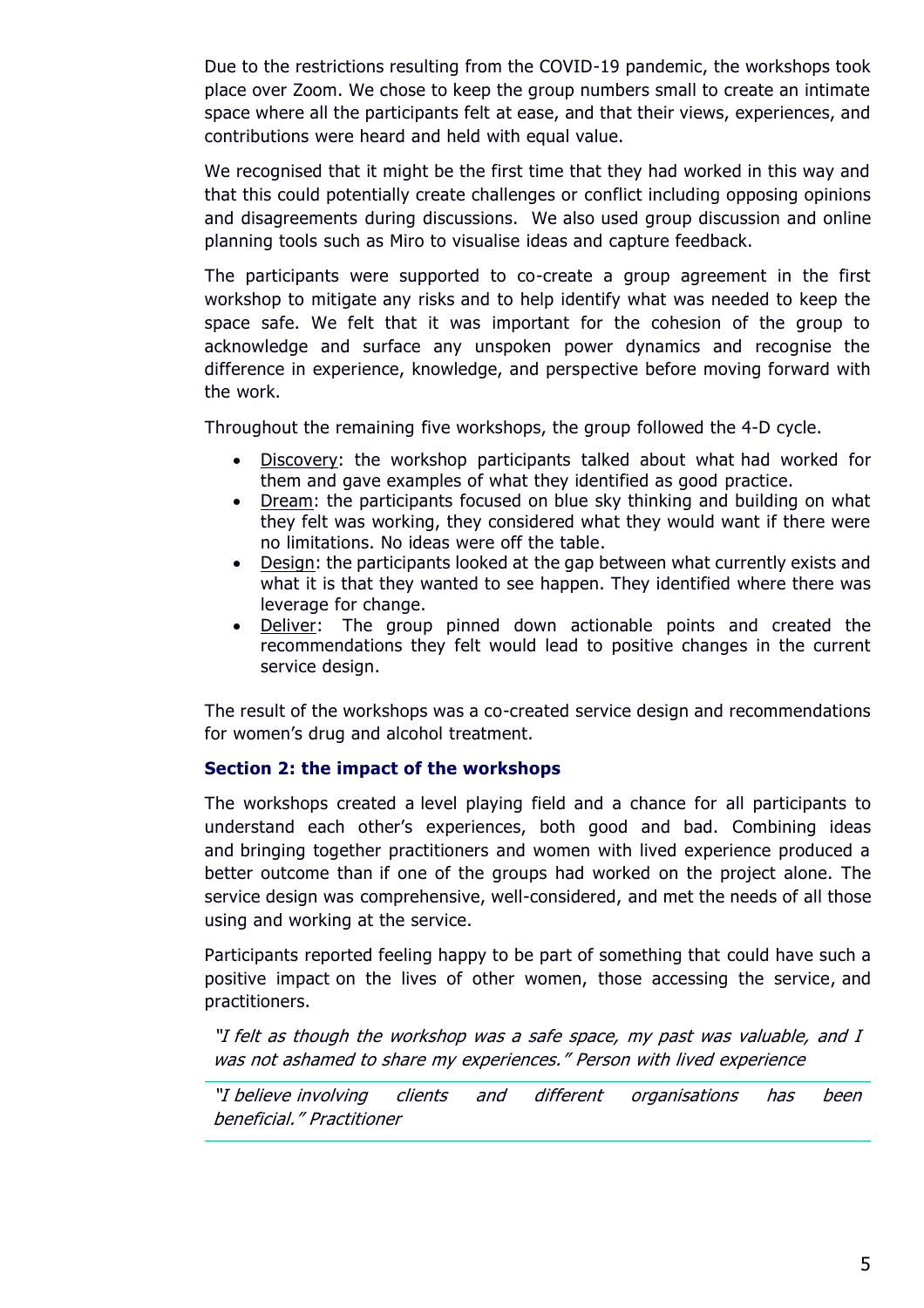Due to the restrictions resulting from the COVID-19 pandemic, the workshops took place over Zoom. We chose to keep the group numbers small to create an intimate space where all the participants felt at ease, and that their views, experiences, and contributions were heard and held with equal value.

We recognised that it might be the first time that they had worked in this way and that this could potentially create challenges or conflict including opposing opinions and disagreements during discussions. We also used group discussion and online planning tools such as Miro to visualise ideas and capture feedback.

The participants were supported to co-create a group agreement in the first workshop to mitigate any risks and to help identify what was needed to keep the space safe. We felt that it was important for the cohesion of the group to acknowledge and surface any unspoken power dynamics and recognise the difference in experience, knowledge, and perspective before moving forward with the work.

Throughout the remaining five workshops, the group followed the 4-D cycle.

- Discovery: the workshop participants talked about what had worked for them and gave examples of what they identified as good practice.
- Dream: the participants focused on blue sky thinking and building on what they felt was working, they considered what they would want if there were no limitations. No ideas were off the table.
- Design: the participants looked at the gap between what currently exists and what it is that they wanted to see happen. They identified where there was leverage for change.
- Deliver: The group pinned down actionable points and created the recommendations they felt would lead to positive changes in the current service design.

The result of the workshops was a co-created service design and recommendations for women's drug and alcohol treatment.

### Section 2: the impact of the workshops

The workshops created a level playing field and a chance for all participants to understand each other's experiences, both good and bad. Combining ideas and bringing together practitioners and women with lived experience produced a better outcome than if one of the groups had worked on the project alone. The service design was comprehensive, well-considered, and met the needs of all those using and working at the service.

Participants reported feeling happy to be part of something that could have such a positive impact on the lives of other women, those accessing the service, and practitioners.

> *"I felt as though the workshop was a safe space, my past was valuable, and I was not ashamed to share my experiences." Person with lived experience*

> *"I believe involving clients and different organisations has been beneficial." Practitioner*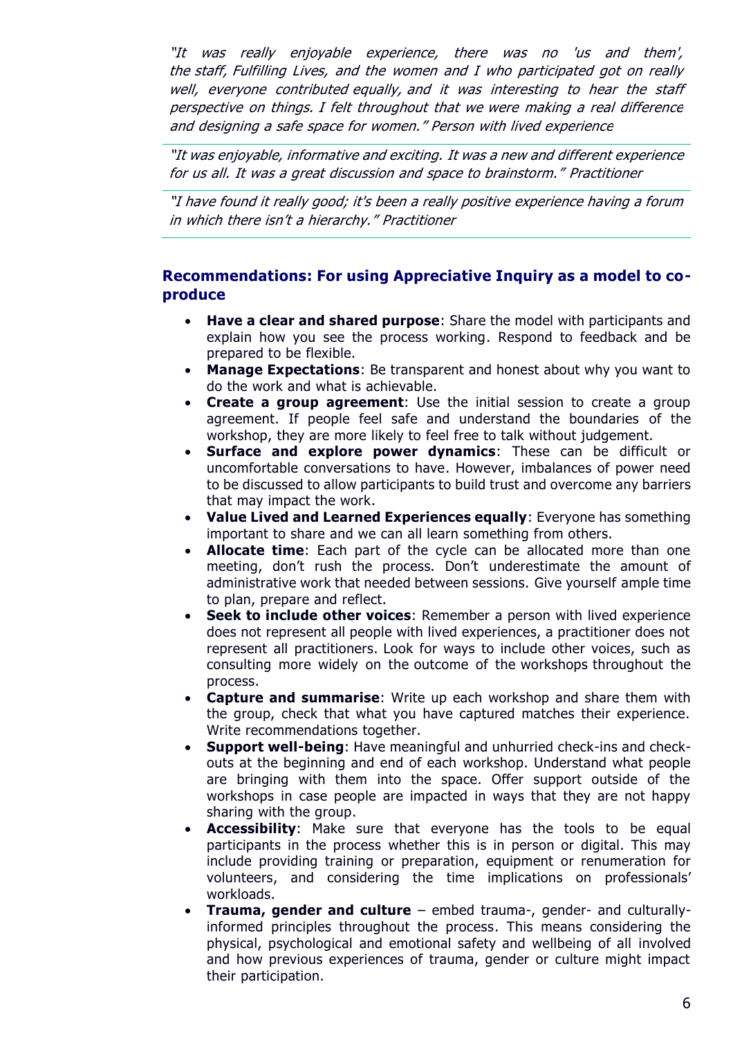*"It was really enjoyable experience, there was no 'us and them', the staff, Fulfilling Lives, and the women and I who participated got on really well, everyone contributed equally, and it was interesting to hear the staff perspective on things. I felt throughout that we were making a real difference and designing a safe space for women." Person with lived experience*

*"It was enjoyable, informative and exciting. It was a new and different experience for us all. It was a great discussion and space to brainstorm." Practitioner*

*"I have found it really good; it's been a really positive experience having a forum in which there isn't a hierarchy." Practitioner*

## Recommendations: For using Appreciative Inquiry as a model to co-produce

- **Have a clear and shared purpose**: Share the model with participants and explain how you see the process working. Respond to feedback and be prepared to be flexible.
- **Manage Expectations**: Be transparent and honest about why you want to do the work and what is achievable.
- **Create a group agreement**: Use the initial session to create a group agreement. If people feel safe and understand the boundaries of the workshop, they are more likely to feel free to talk without judgement.
- **Surface and explore power dynamics**: These can be difficult or uncomfortable conversations to have. However, imbalances of power need to be discussed to allow participants to build trust and overcome any barriers that may impact the work.
- **Value Lived and Learned Experiences equally**: Everyone has something important to share and we can all learn something from others.
- **Allocate time**: Each part of the cycle can be allocated more than one meeting, don't rush the process. Don't underestimate the amount of administrative work that needed between sessions. Give yourself ample time to plan, prepare and reflect.
- **Seek to include other voices**: Remember a person with lived experience does not represent all people with lived experiences, a practitioner does not represent all practitioners. Look for ways to include other voices, such as consulting more widely on the outcome of the workshops throughout the process.
- **Capture and summarise**: Write up each workshop and share them with the group, check that what you have captured matches their experience. Write recommendations together.
- **Support well-being**: Have meaningful and unhurried check-ins and check-outs at the beginning and end of each workshop. Understand what people are bringing with them into the space. Offer support outside of the workshops in case people are impacted in ways that they are not happy sharing with the group.
- **Accessibility**: Make sure that everyone has the tools to be equal participants in the process whether this is in person or digital. This may include providing training or preparation, equipment or renumeration for volunteers, and considering the time implications on professionals' workloads.
- **Trauma, gender and culture** – embed trauma-, gender- and culturally-informed principles throughout the process. This means considering the physical, psychological and emotional safety and wellbeing of all involved and how previous experiences of trauma, gender or culture might impact their participation.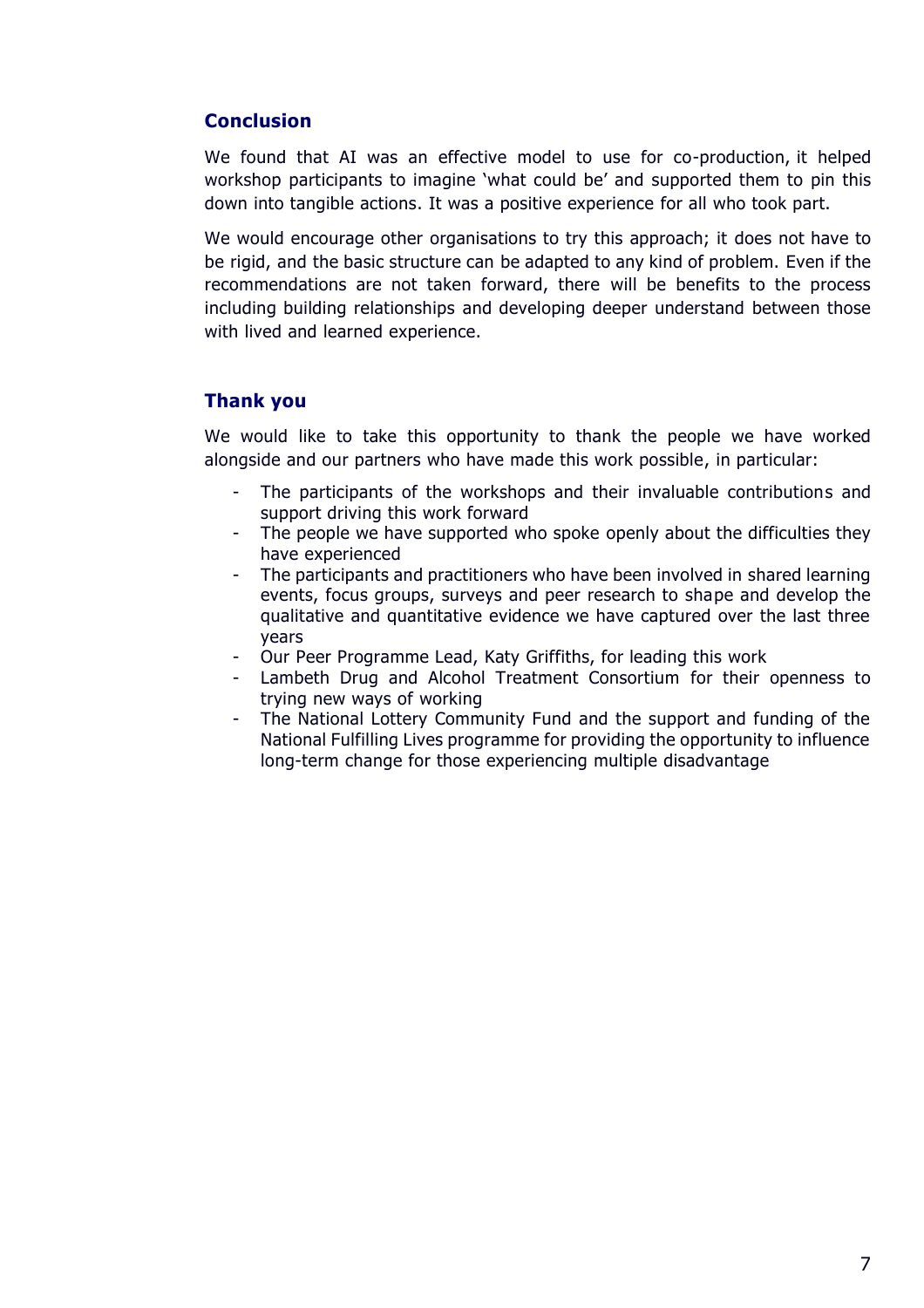## Conclusion

We found that AI was an effective model to use for co-production, it helped workshop participants to imagine 'what could be' and supported them to pin this down into tangible actions. It was a positive experience for all who took part.

We would encourage other organisations to try this approach; it does not have to be rigid, and the basic structure can be adapted to any kind of problem. Even if the recommendations are not taken forward, there will be benefits to the process including building relationships and developing deeper understand between those with lived and learned experience.

## Thank you

We would like to take this opportunity to thank the people we have worked alongside and our partners who have made this work possible, in particular:

- The participants of the workshops and their invaluable contributions and support driving this work forward
- The people we have supported who spoke openly about the difficulties they have experienced
- The participants and practitioners who have been involved in shared learning events, focus groups, surveys and peer research to shape and develop the qualitative and quantitative evidence we have captured over the last three years
- Our Peer Programme Lead, Katy Griffiths, for leading this work
- Lambeth Drug and Alcohol Treatment Consortium for their openness to trying new ways of working
- The National Lottery Community Fund and the support and funding of the National Fulfilling Lives programme for providing the opportunity to influence long-term change for those experiencing multiple disadvantage